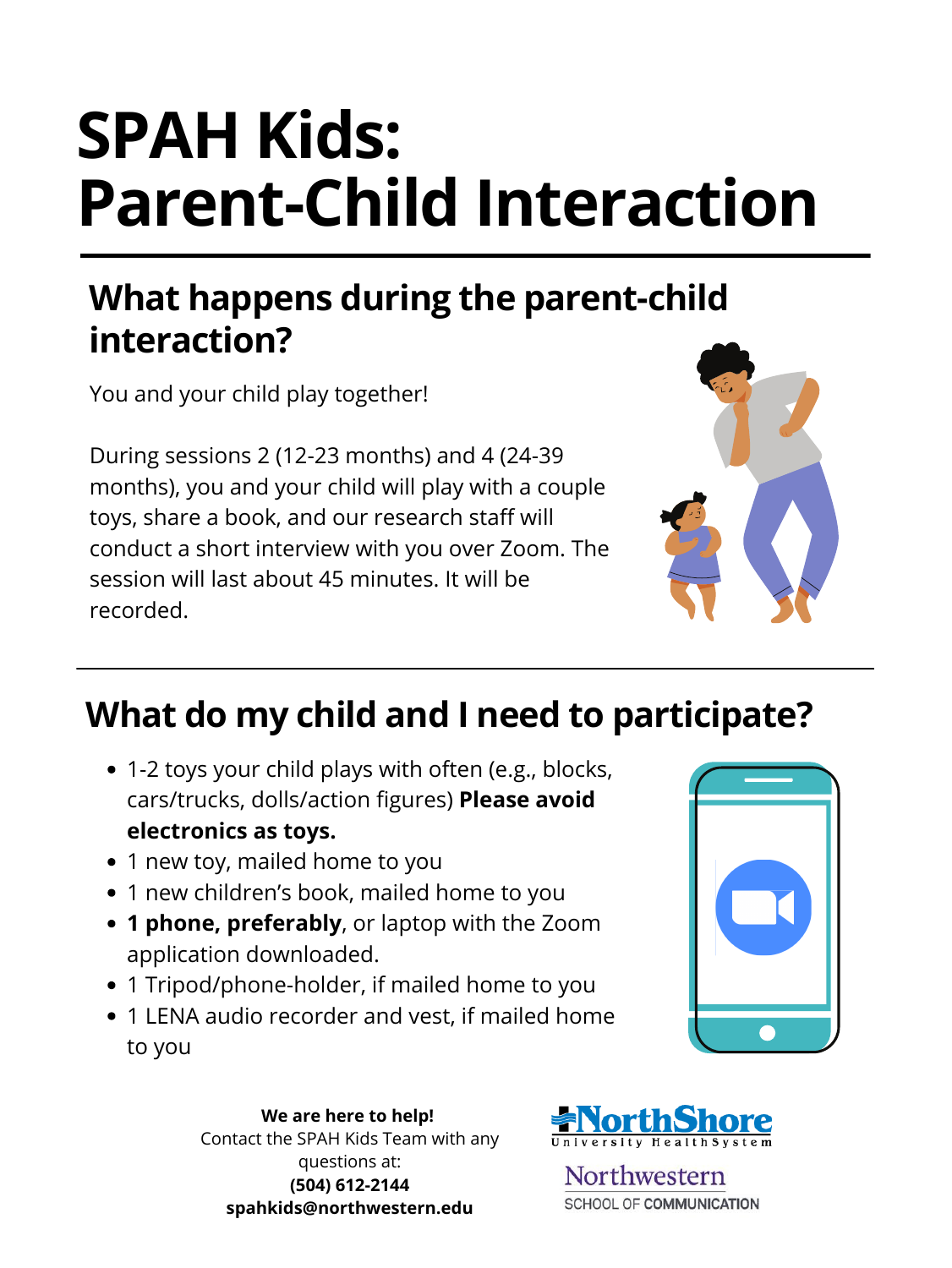# SPAH Kids: Parent-Child Interaction

## What happens during the parent-child interaction?

You and your child play together!

During sessions 2 (12-23 months) and 4 (24-39 months), you and your child will play with a couple toys, share a book, and our research staff will conduct a short interview with you over Zoom. The session will last about 45 minutes. It will be recorded.

## What do my child and I need to participate?

- 1-2 toys your child plays with often (e.g., blocks, cars/trucks, dolls/action figures) **Please avoid electronics as toys.**
- 1 new toy, mailed home to you
- 1 new children's book, mailed home to you
- **1 phone, preferably**, or laptop with the Zoom application downloaded.
- 1 Tripod/phone-holder, if mailed home to you
- 1 LENA audio recorder and vest, if mailed home to you

**We are here to help!**
Contact the SPAH Kids Team with any questions at:
**(504) 612-2144**
**spahkids@northwestern.edu**

NorthShore University HealthSystem

Northwestern SCHOOL OF COMMUNICATION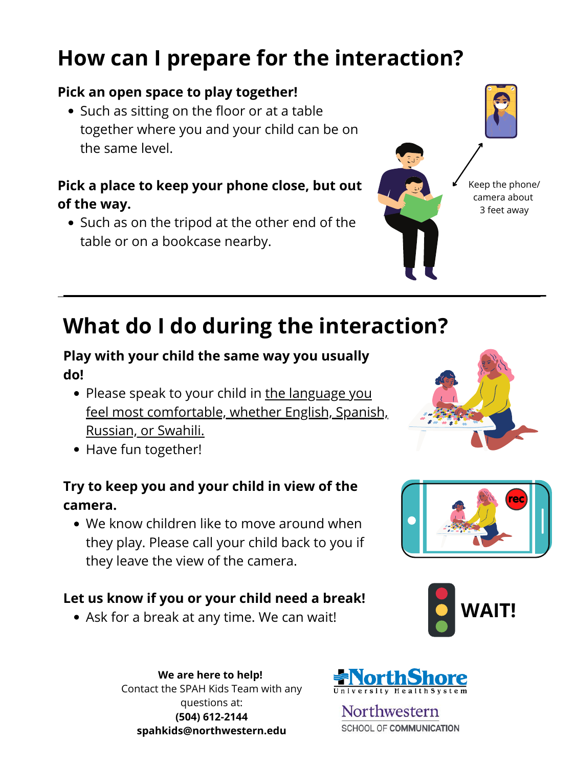# How can I prepare for the interaction?

**Pick an open space to play together!**

- Such as sitting on the floor or at a table together where you and your child can be on the same level.

**Pick a place to keep your phone close, but out of the way.**

- Such as on the tripod at the other end of the table or on a bookcase nearby.

Keep the phone/ camera about 3 feet away

---

# What do I do during the interaction?

**Play with your child the same way you usually do!**

- Please speak to your child in the language you feel most comfortable, whether English, Spanish, Russian, or Swahili.
- Have fun together!

**Try to keep you and your child in view of the camera.**

- We know children like to move around when they play. Please call your child back to you if they leave the view of the camera.

**Let us know if you or your child need a break!**

- Ask for a break at any time. We can wait!

WAIT!

**We are here to help!**
Contact the SPAH Kids Team with any questions at:
**(504) 612-2144**
**spahkids@northwestern.edu**

NorthShore University HealthSystem

Northwestern SCHOOL OF COMMUNICATION